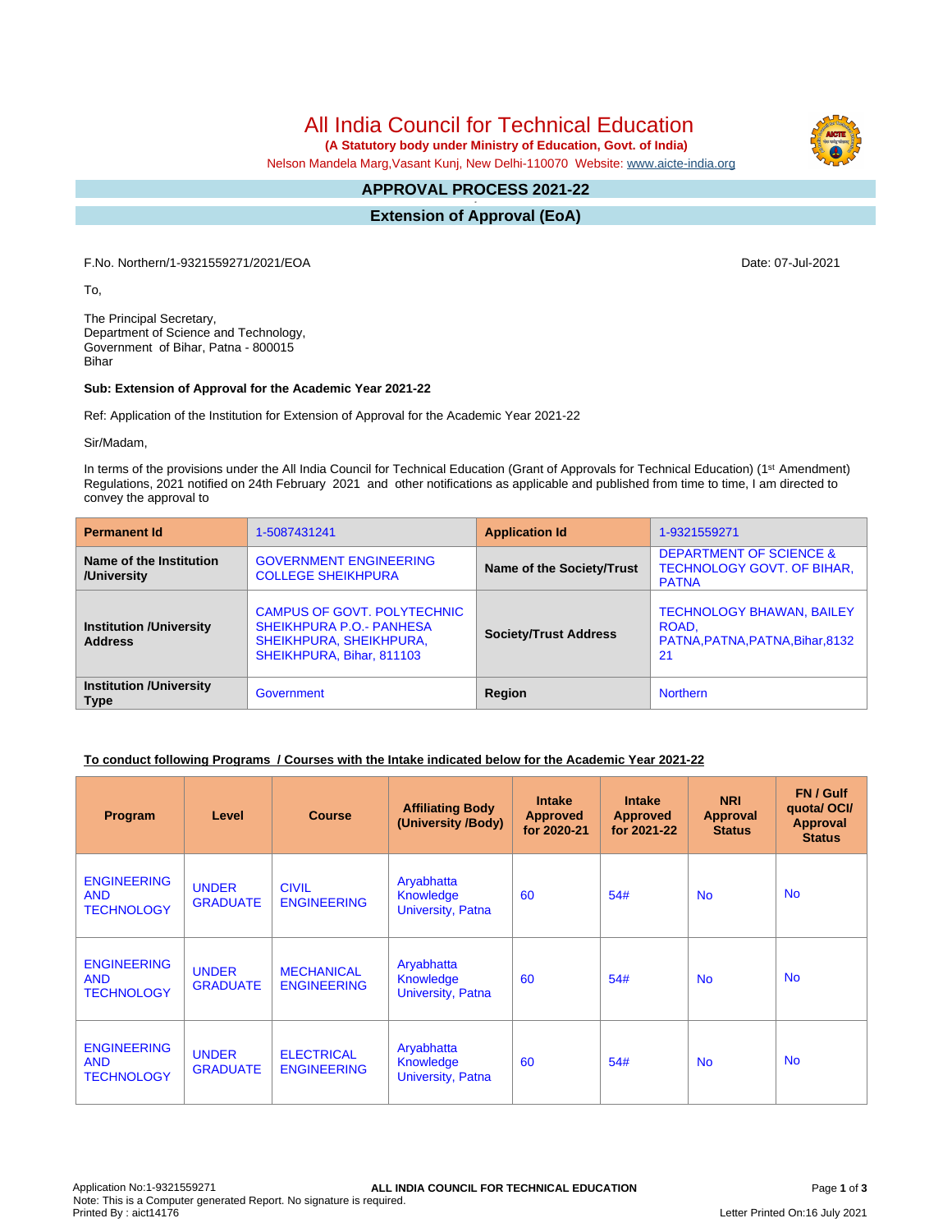# All India Council for Technical Education

**(A Statutory body under Ministry of Education, Govt. of India)**

Nelson Mandela Marg,Vasant Kunj, New Delhi-110070 Website: www.aicte-india.org

## APPROVAL PROCESS 2021-22

## Extension of Approval (EoA)

F.No. Northern/1-9321559271/2021/EOA

Date: 07-Jul-2021

To,

The Principal Secretary,
Department of Science and Technology,
Government of Bihar, Patna - 800015
Bihar

**Sub: Extension of Approval for the Academic Year 2021-22**

Ref: Application of the Institution for Extension of Approval for the Academic Year 2021-22

Sir/Madam,

In terms of the provisions under the All India Council for Technical Education (Grant of Approvals for Technical Education) (1st Amendment) Regulations, 2021 notified on 24th February 2021 and other notifications as applicable and published from time to time, I am directed to convey the approval to

| **Permanent Id** | 1-5087431241 | **Application Id** | 1-9321559271 |
|---|---|---|---|
| **Name of the Institution /University** | GOVERNMENT ENGINEERING COLLEGE SHEIKHPURA | **Name of the Society/Trust** | DEPARTMENT OF SCIENCE & TECHNOLOGY GOVT. OF BIHAR, PATNA |
| **Institution /University Address** | CAMPUS OF GOVT. POLYTECHNIC SHEIKHPURA P.O.- PANHESA SHEIKHPURA, SHEIKHPURA, SHEIKHPURA, Bihar, 811103 | **Society/Trust Address** | TECHNOLOGY BHAWAN, BAILEY ROAD, PATNA,PATNA,PATNA,Bihar,813221 |
| **Institution /University Type** | Government | **Region** | Northern |

**To conduct following Programs / Courses with the Intake indicated below for the Academic Year 2021-22**

| Program | Level | Course | Affiliating Body (University /Body) | Intake Approved for 2020-21 | Intake Approved for 2021-22 | NRI Approval Status | FN / Gulf quota/ OCI/ Approval Status |
|---|---|---|---|---|---|---|---|
| ENGINEERING AND TECHNOLOGY | UNDER GRADUATE | CIVIL ENGINEERING | Aryabhatta Knowledge University, Patna | 60 | 54# | No | No |
| ENGINEERING AND TECHNOLOGY | UNDER GRADUATE | MECHANICAL ENGINEERING | Aryabhatta Knowledge University, Patna | 60 | 54# | No | No |
| ENGINEERING AND TECHNOLOGY | UNDER GRADUATE | ELECTRICAL ENGINEERING | Aryabhatta Knowledge University, Patna | 60 | 54# | No | No |

Application No:1-9321559271
Note: This is a Computer generated Report. No signature is required.
Printed By : aict14176

Letter Printed On:16 July 2021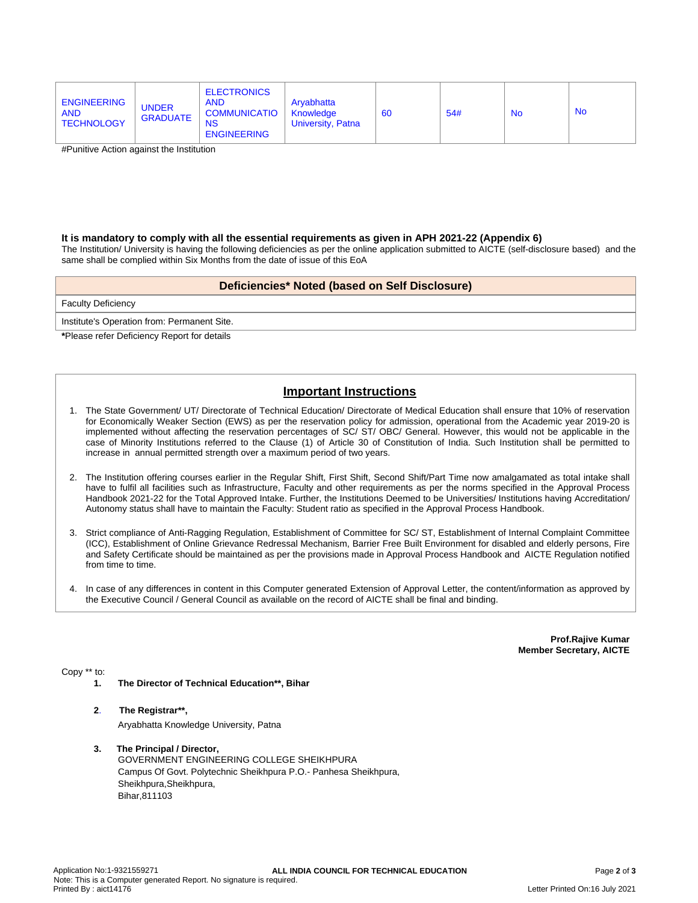| | | | | | | | |
|---|---|---|---|---|---|---|---|
| ENGINEERING AND TECHNOLOGY | UNDER GRADUATE | ELECTRONICS AND COMMUNICATIONS ENGINEERING | Aryabhatta Knowledge University, Patna | 60 | 54# | No | No |

#Punitive Action against the Institution

**It is mandatory to comply with all the essential requirements as given in APH 2021-22 (Appendix 6)**

The Institution/ University is having the following deficiencies as per the online application submitted to AICTE (self-disclosure based) and the same shall be complied within Six Months from the date of issue of this EoA

| Deficiencies* Noted (based on Self Disclosure) |
|---|
| Faculty Deficiency |
| Institute's Operation from: Permanent Site. |

***Please refer Deficiency Report for details**

## Important Instructions

1. The State Government/ UT/ Directorate of Technical Education/ Directorate of Medical Education shall ensure that 10% of reservation for Economically Weaker Section (EWS) as per the reservation policy for admission, operational from the Academic year 2019-20 is implemented without affecting the reservation percentages of SC/ ST/ OBC/ General. However, this would not be applicable in the case of Minority Institutions referred to the Clause (1) of Article 30 of Constitution of India. Such Institution shall be permitted to increase in annual permitted strength over a maximum period of two years.

2. The Institution offering courses earlier in the Regular Shift, First Shift, Second Shift/Part Time now amalgamated as total intake shall have to fulfil all facilities such as Infrastructure, Faculty and other requirements as per the norms specified in the Approval Process Handbook 2021-22 for the Total Approved Intake. Further, the Institutions Deemed to be Universities/ Institutions having Accreditation/ Autonomy status shall have to maintain the Faculty: Student ratio as specified in the Approval Process Handbook.

3. Strict compliance of Anti-Ragging Regulation, Establishment of Committee for SC/ ST, Establishment of Internal Complaint Committee (ICC), Establishment of Online Grievance Redressal Mechanism, Barrier Free Built Environment for disabled and elderly persons, Fire and Safety Certificate should be maintained as per the provisions made in Approval Process Handbook and AICTE Regulation notified from time to time.

4. In case of any differences in content in this Computer generated Extension of Approval Letter, the content/information as approved by the Executive Council / General Council as available on the record of AICTE shall be final and binding.

**Prof.Rajive Kumar**
**Member Secretary, AICTE**

Copy ** to:

1. **The Director of Technical Education**, Bihar**

2. **The Registrar**,**
   Aryabhatta Knowledge University, Patna

3. **The Principal / Director,**
   GOVERNMENT ENGINEERING COLLEGE SHEIKHPURA
   Campus Of Govt. Polytechnic Sheikhpura P.O.- Panhesa Sheikhpura,
   Sheikhpura,Sheikhpura,
   Bihar,811103

Application No:1-9321559271
Note: This is a Computer generated Report. No signature is required.
Printed By : aict14176
Letter Printed On:16 July 2021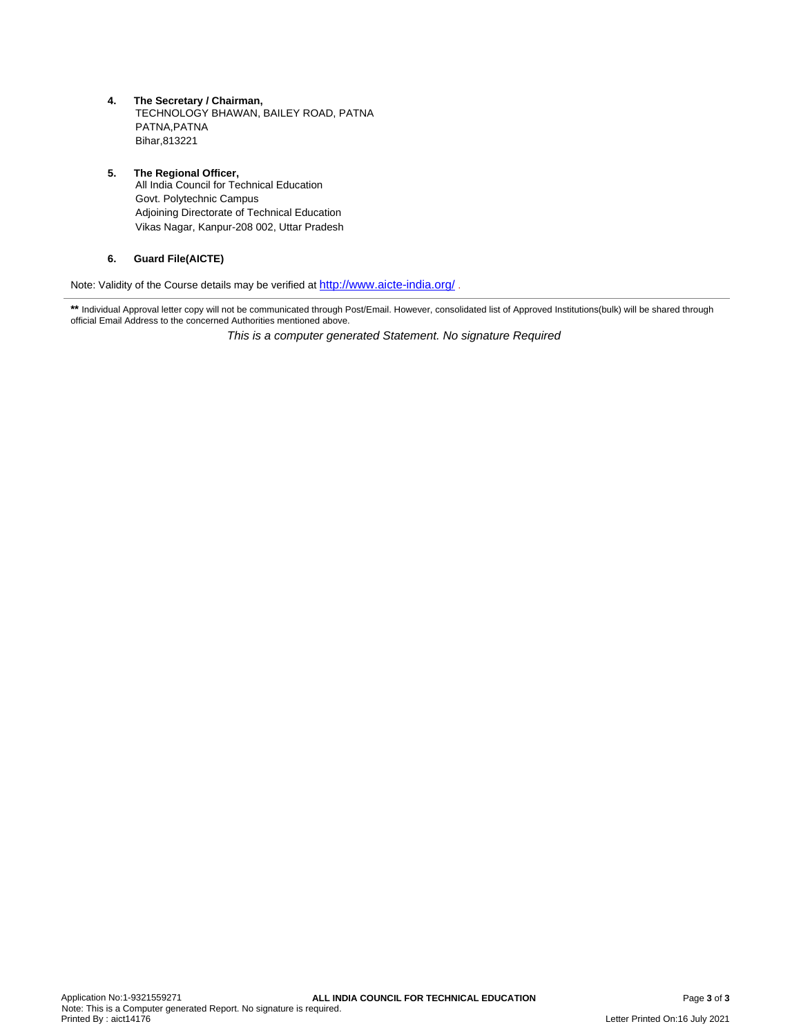4. **The Secretary / Chairman,**
   TECHNOLOGY BHAWAN, BAILEY ROAD, PATNA
   PATNA,PATNA
   Bihar,813221

5. **The Regional Officer,**
   All India Council for Technical Education
   Govt. Polytechnic Campus
   Adjoining Directorate of Technical Education
   Vikas Nagar, Kanpur-208 002, Uttar Pradesh

6. **Guard File(AICTE)**

Note: Validity of the Course details may be verified at http://www.aicte-india.org/ .

---

**\*\*** Individual Approval letter copy will not be communicated through Post/Email. However, consolidated list of Approved Institutions(bulk) will be shared through official Email Address to the concerned Authorities mentioned above.

*This is a computer generated Statement. No signature Required*

Application No:1-9321559271

**ALL INDIA COUNCIL FOR TECHNICAL EDUCATION**

Note: This is a Computer generated Report. No signature is required.

Printed By : aict14176

Letter Printed On:16 July 2021